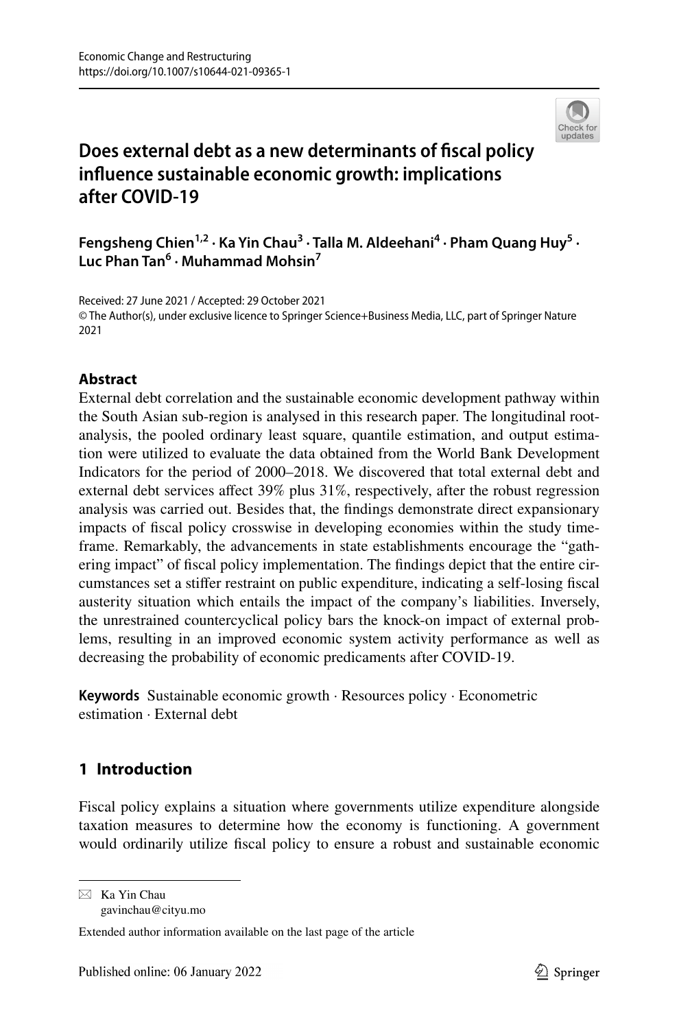# Does external debt as a new determinants of fiscal policy influence sustainable economic growth: implications after COVID-19

**Fengsheng Chien[1,2] · Ka Yin Chau[3] · Talla M. Aldeehani[4] · Pham Quang Huy[5] · Luc Phan Tan[6] · Muhammad Mohsin[7]**

Received: 27 June 2021 / Accepted: 29 October 2021
© The Author(s), under exclusive licence to Springer Science+Business Media, LLC, part of Springer Nature 2021

### Abstract

External debt correlation and the sustainable economic development pathway within the South Asian sub-region is analysed in this research paper. The longitudinal root-analysis, the pooled ordinary least square, quantile estimation, and output estimation were utilized to evaluate the data obtained from the World Bank Development Indicators for the period of 2000–2018. We discovered that total external debt and external debt services affect 39% plus 31%, respectively, after the robust regression analysis was carried out. Besides that, the findings demonstrate direct expansionary impacts of fiscal policy crosswise in developing economies within the study timeframe. Remarkably, the advancements in state establishments encourage the "gathering impact" of fiscal policy implementation. The findings depict that the entire circumstances set a stiffer restraint on public expenditure, indicating a self-losing fiscal austerity situation which entails the impact of the company's liabilities. Inversely, the unrestrained countercyclical policy bars the knock-on impact of external problems, resulting in an improved economic system activity performance as well as decreasing the probability of economic predicaments after COVID-19.

**Keywords** Sustainable economic growth · Resources policy · Econometric estimation · External debt

## 1 Introduction

Fiscal policy explains a situation where governments utilize expenditure alongside taxation measures to determine how the economy is functioning. A government would ordinarily utilize fiscal policy to ensure a robust and sustainable economic

---

✉ Ka Yin Chau
gavinchau@cityu.mo

Extended author information available on the last page of the article

Published online: 06 January 2022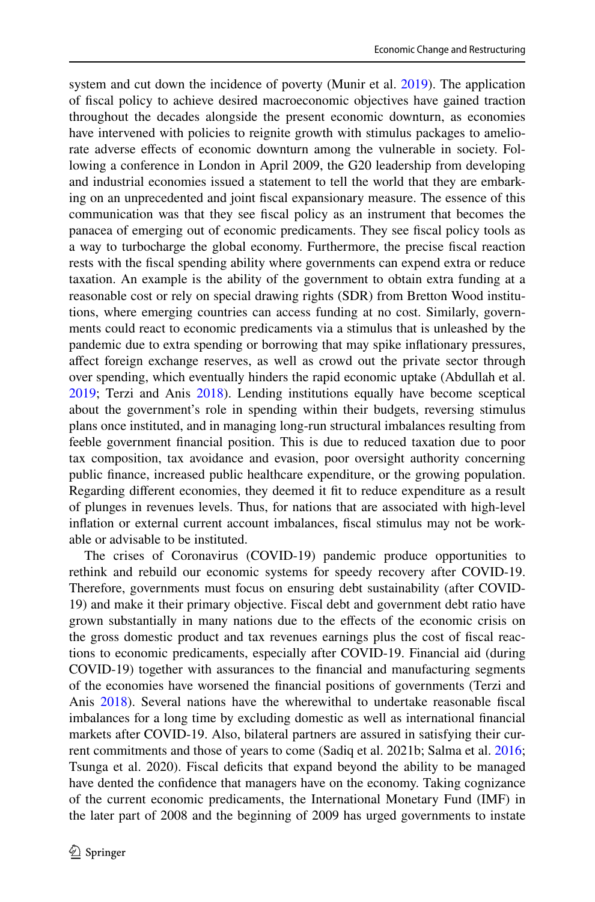system and cut down the incidence of poverty (Munir et al. 2019). The application of fiscal policy to achieve desired macroeconomic objectives have gained traction throughout the decades alongside the present economic downturn, as economies have intervened with policies to reignite growth with stimulus packages to ameliorate adverse effects of economic downturn among the vulnerable in society. Following a conference in London in April 2009, the G20 leadership from developing and industrial economies issued a statement to tell the world that they are embarking on an unprecedented and joint fiscal expansionary measure. The essence of this communication was that they see fiscal policy as an instrument that becomes the panacea of emerging out of economic predicaments. They see fiscal policy tools as a way to turbocharge the global economy. Furthermore, the precise fiscal reaction rests with the fiscal spending ability where governments can expend extra or reduce taxation. An example is the ability of the government to obtain extra funding at a reasonable cost or rely on special drawing rights (SDR) from Bretton Wood institutions, where emerging countries can access funding at no cost. Similarly, governments could react to economic predicaments via a stimulus that is unleashed by the pandemic due to extra spending or borrowing that may spike inflationary pressures, affect foreign exchange reserves, as well as crowd out the private sector through over spending, which eventually hinders the rapid economic uptake (Abdullah et al. 2019; Terzi and Anis 2018). Lending institutions equally have become sceptical about the government's role in spending within their budgets, reversing stimulus plans once instituted, and in managing long-run structural imbalances resulting from feeble government financial position. This is due to reduced taxation due to poor tax composition, tax avoidance and evasion, poor oversight authority concerning public finance, increased public healthcare expenditure, or the growing population. Regarding different economies, they deemed it fit to reduce expenditure as a result of plunges in revenues levels. Thus, for nations that are associated with high-level inflation or external current account imbalances, fiscal stimulus may not be workable or advisable to be instituted.

The crises of Coronavirus (COVID-19) pandemic produce opportunities to rethink and rebuild our economic systems for speedy recovery after COVID-19. Therefore, governments must focus on ensuring debt sustainability (after COVID-19) and make it their primary objective. Fiscal debt and government debt ratio have grown substantially in many nations due to the effects of the economic crisis on the gross domestic product and tax revenues earnings plus the cost of fiscal reactions to economic predicaments, especially after COVID-19. Financial aid (during COVID-19) together with assurances to the financial and manufacturing segments of the economies have worsened the financial positions of governments (Terzi and Anis 2018). Several nations have the wherewithal to undertake reasonable fiscal imbalances for a long time by excluding domestic as well as international financial markets after COVID-19. Also, bilateral partners are assured in satisfying their current commitments and those of years to come (Sadiq et al. 2021b; Salma et al. 2016; Tsunga et al. 2020). Fiscal deficits that expand beyond the ability to be managed have dented the confidence that managers have on the economy. Taking cognizance of the current economic predicaments, the International Monetary Fund (IMF) in the later part of 2008 and the beginning of 2009 has urged governments to instate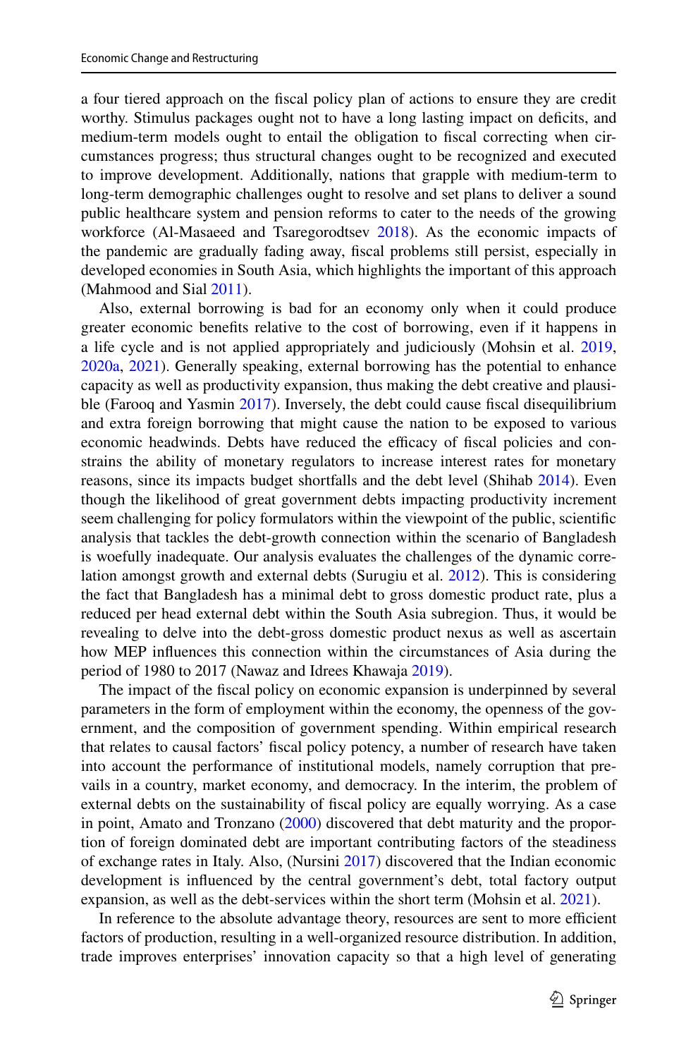a four tiered approach on the fiscal policy plan of actions to ensure they are credit worthy. Stimulus packages ought not to have a long lasting impact on deficits, and medium-term models ought to entail the obligation to fiscal correcting when circumstances progress; thus structural changes ought to be recognized and executed to improve development. Additionally, nations that grapple with medium-term to long-term demographic challenges ought to resolve and set plans to deliver a sound public healthcare system and pension reforms to cater to the needs of the growing workforce (Al-Masaeed and Tsaregorodtsev 2018). As the economic impacts of the pandemic are gradually fading away, fiscal problems still persist, especially in developed economies in South Asia, which highlights the important of this approach (Mahmood and Sial 2011).

Also, external borrowing is bad for an economy only when it could produce greater economic benefits relative to the cost of borrowing, even if it happens in a life cycle and is not applied appropriately and judiciously (Mohsin et al. 2019, 2020a, 2021). Generally speaking, external borrowing has the potential to enhance capacity as well as productivity expansion, thus making the debt creative and plausible (Farooq and Yasmin 2017). Inversely, the debt could cause fiscal disequilibrium and extra foreign borrowing that might cause the nation to be exposed to various economic headwinds. Debts have reduced the efficacy of fiscal policies and constrains the ability of monetary regulators to increase interest rates for monetary reasons, since its impacts budget shortfalls and the debt level (Shihab 2014). Even though the likelihood of great government debts impacting productivity increment seem challenging for policy formulators within the viewpoint of the public, scientific analysis that tackles the debt-growth connection within the scenario of Bangladesh is woefully inadequate. Our analysis evaluates the challenges of the dynamic correlation amongst growth and external debts (Surugiu et al. 2012). This is considering the fact that Bangladesh has a minimal debt to gross domestic product rate, plus a reduced per head external debt within the South Asia subregion. Thus, it would be revealing to delve into the debt-gross domestic product nexus as well as ascertain how MEP influences this connection within the circumstances of Asia during the period of 1980 to 2017 (Nawaz and Idrees Khawaja 2019).

The impact of the fiscal policy on economic expansion is underpinned by several parameters in the form of employment within the economy, the openness of the government, and the composition of government spending. Within empirical research that relates to causal factors' fiscal policy potency, a number of research have taken into account the performance of institutional models, namely corruption that prevails in a country, market economy, and democracy. In the interim, the problem of external debts on the sustainability of fiscal policy are equally worrying. As a case in point, Amato and Tronzano (2000) discovered that debt maturity and the proportion of foreign dominated debt are important contributing factors of the steadiness of exchange rates in Italy. Also, (Nursini 2017) discovered that the Indian economic development is influenced by the central government's debt, total factory output expansion, as well as the debt-services within the short term (Mohsin et al. 2021).

In reference to the absolute advantage theory, resources are sent to more efficient factors of production, resulting in a well-organized resource distribution. In addition, trade improves enterprises' innovation capacity so that a high level of generating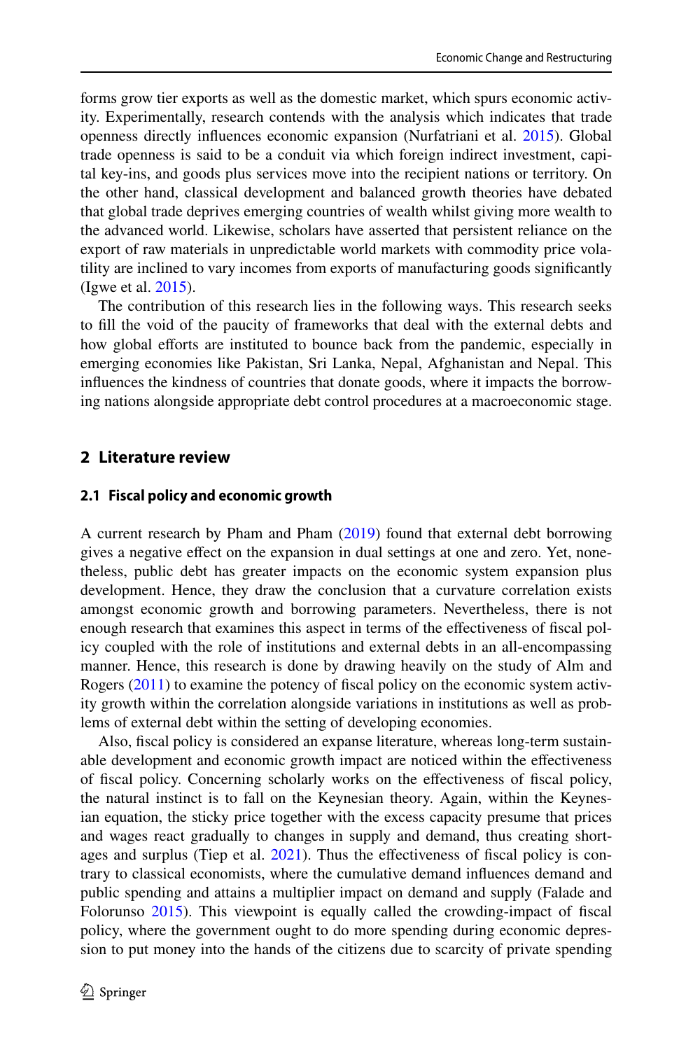forms grow tier exports as well as the domestic market, which spurs economic activity. Experimentally, research contends with the analysis which indicates that trade openness directly influences economic expansion (Nurfatriani et al. 2015). Global trade openness is said to be a conduit via which foreign indirect investment, capital key-ins, and goods plus services move into the recipient nations or territory. On the other hand, classical development and balanced growth theories have debated that global trade deprives emerging countries of wealth whilst giving more wealth to the advanced world. Likewise, scholars have asserted that persistent reliance on the export of raw materials in unpredictable world markets with commodity price volatility are inclined to vary incomes from exports of manufacturing goods significantly (Igwe et al. 2015).

The contribution of this research lies in the following ways. This research seeks to fill the void of the paucity of frameworks that deal with the external debts and how global efforts are instituted to bounce back from the pandemic, especially in emerging economies like Pakistan, Sri Lanka, Nepal, Afghanistan and Nepal. This influences the kindness of countries that donate goods, where it impacts the borrowing nations alongside appropriate debt control procedures at a macroeconomic stage.

## 2 Literature review

### 2.1 Fiscal policy and economic growth

A current research by Pham and Pham (2019) found that external debt borrowing gives a negative effect on the expansion in dual settings at one and zero. Yet, nonetheless, public debt has greater impacts on the economic system expansion plus development. Hence, they draw the conclusion that a curvature correlation exists amongst economic growth and borrowing parameters. Nevertheless, there is not enough research that examines this aspect in terms of the effectiveness of fiscal policy coupled with the role of institutions and external debts in an all-encompassing manner. Hence, this research is done by drawing heavily on the study of Alm and Rogers (2011) to examine the potency of fiscal policy on the economic system activity growth within the correlation alongside variations in institutions as well as problems of external debt within the setting of developing economies.

Also, fiscal policy is considered an expanse literature, whereas long-term sustainable development and economic growth impact are noticed within the effectiveness of fiscal policy. Concerning scholarly works on the effectiveness of fiscal policy, the natural instinct is to fall on the Keynesian theory. Again, within the Keynesian equation, the sticky price together with the excess capacity presume that prices and wages react gradually to changes in supply and demand, thus creating shortages and surplus (Tiep et al. 2021). Thus the effectiveness of fiscal policy is contrary to classical economists, where the cumulative demand influences demand and public spending and attains a multiplier impact on demand and supply (Falade and Folorunso 2015). This viewpoint is equally called the crowding-impact of fiscal policy, where the government ought to do more spending during economic depression to put money into the hands of the citizens due to scarcity of private spending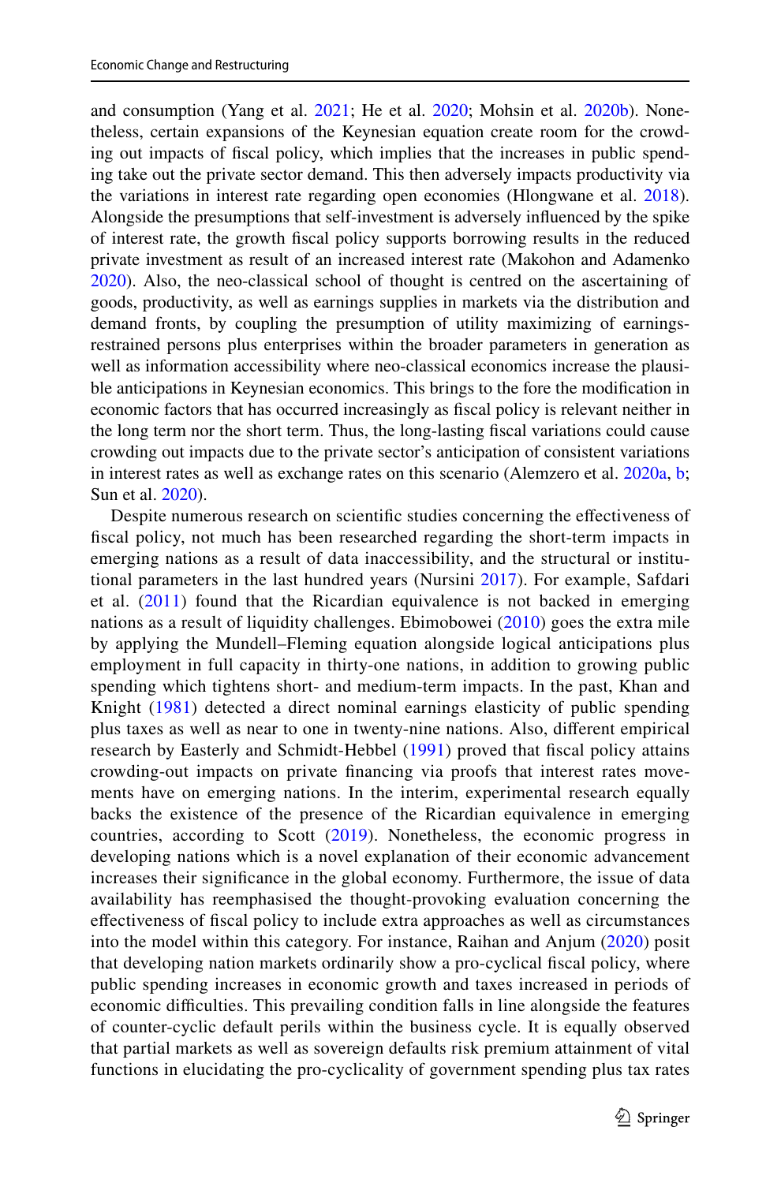and consumption (Yang et al. 2021; He et al. 2020; Mohsin et al. 2020b). Nonetheless, certain expansions of the Keynesian equation create room for the crowding out impacts of fiscal policy, which implies that the increases in public spending take out the private sector demand. This then adversely impacts productivity via the variations in interest rate regarding open economies (Hlongwane et al. 2018). Alongside the presumptions that self-investment is adversely influenced by the spike of interest rate, the growth fiscal policy supports borrowing results in the reduced private investment as result of an increased interest rate (Makohon and Adamenko 2020). Also, the neo-classical school of thought is centred on the ascertaining of goods, productivity, as well as earnings supplies in markets via the distribution and demand fronts, by coupling the presumption of utility maximizing of earnings-restrained persons plus enterprises within the broader parameters in generation as well as information accessibility where neo-classical economics increase the plausible anticipations in Keynesian economics. This brings to the fore the modification in economic factors that has occurred increasingly as fiscal policy is relevant neither in the long term nor the short term. Thus, the long-lasting fiscal variations could cause crowding out impacts due to the private sector's anticipation of consistent variations in interest rates as well as exchange rates on this scenario (Alemzero et al. 2020a, b; Sun et al. 2020).

Despite numerous research on scientific studies concerning the effectiveness of fiscal policy, not much has been researched regarding the short-term impacts in emerging nations as a result of data inaccessibility, and the structural or institutional parameters in the last hundred years (Nursini 2017). For example, Safdari et al. (2011) found that the Ricardian equivalence is not backed in emerging nations as a result of liquidity challenges. Ebimobowei (2010) goes the extra mile by applying the Mundell–Fleming equation alongside logical anticipations plus employment in full capacity in thirty-one nations, in addition to growing public spending which tightens short- and medium-term impacts. In the past, Khan and Knight (1981) detected a direct nominal earnings elasticity of public spending plus taxes as well as near to one in twenty-nine nations. Also, different empirical research by Easterly and Schmidt-Hebbel (1991) proved that fiscal policy attains crowding-out impacts on private financing via proofs that interest rates movements have on emerging nations. In the interim, experimental research equally backs the existence of the presence of the Ricardian equivalence in emerging countries, according to Scott (2019). Nonetheless, the economic progress in developing nations which is a novel explanation of their economic advancement increases their significance in the global economy. Furthermore, the issue of data availability has reemphasised the thought-provoking evaluation concerning the effectiveness of fiscal policy to include extra approaches as well as circumstances into the model within this category. For instance, Raihan and Anjum (2020) posit that developing nation markets ordinarily show a pro-cyclical fiscal policy, where public spending increases in economic growth and taxes increased in periods of economic difficulties. This prevailing condition falls in line alongside the features of counter-cyclic default perils within the business cycle. It is equally observed that partial markets as well as sovereign defaults risk premium attainment of vital functions in elucidating the pro-cyclicality of government spending plus tax rates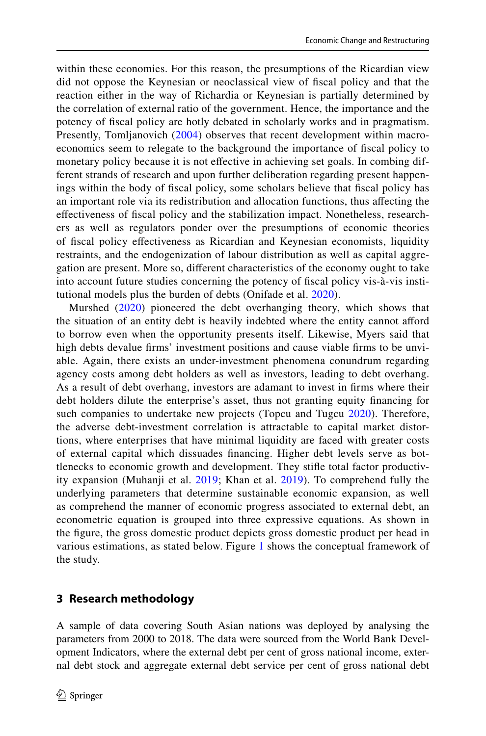within these economies. For this reason, the presumptions of the Ricardian view did not oppose the Keynesian or neoclassical view of fiscal policy and that the reaction either in the way of Richardia or Keynesian is partially determined by the correlation of external ratio of the government. Hence, the importance and the potency of fiscal policy are hotly debated in scholarly works and in pragmatism. Presently, Tomljanovich (2004) observes that recent development within macroeconomics seem to relegate to the background the importance of fiscal policy to monetary policy because it is not effective in achieving set goals. In combing different strands of research and upon further deliberation regarding present happenings within the body of fiscal policy, some scholars believe that fiscal policy has an important role via its redistribution and allocation functions, thus affecting the effectiveness of fiscal policy and the stabilization impact. Nonetheless, researchers as well as regulators ponder over the presumptions of economic theories of fiscal policy effectiveness as Ricardian and Keynesian economists, liquidity restraints, and the endogenization of labour distribution as well as capital aggregation are present. More so, different characteristics of the economy ought to take into account future studies concerning the potency of fiscal policy vis-à-vis institutional models plus the burden of debts (Onifade et al. 2020).

Murshed (2020) pioneered the debt overhanging theory, which shows that the situation of an entity debt is heavily indebted where the entity cannot afford to borrow even when the opportunity presents itself. Likewise, Myers said that high debts devalue firms' investment positions and cause viable firms to be unviable. Again, there exists an under-investment phenomena conundrum regarding agency costs among debt holders as well as investors, leading to debt overhang. As a result of debt overhang, investors are adamant to invest in firms where their debt holders dilute the enterprise's asset, thus not granting equity financing for such companies to undertake new projects (Topcu and Tugcu 2020). Therefore, the adverse debt-investment correlation is attractable to capital market distortions, where enterprises that have minimal liquidity are faced with greater costs of external capital which dissuades financing. Higher debt levels serve as bottlenecks to economic growth and development. They stifle total factor productivity expansion (Muhanji et al. 2019; Khan et al. 2019). To comprehend fully the underlying parameters that determine sustainable economic expansion, as well as comprehend the manner of economic progress associated to external debt, an econometric equation is grouped into three expressive equations. As shown in the figure, the gross domestic product depicts gross domestic product per head in various estimations, as stated below. Figure 1 shows the conceptual framework of the study.

## 3 Research methodology

A sample of data covering South Asian nations was deployed by analysing the parameters from 2000 to 2018. The data were sourced from the World Bank Development Indicators, where the external debt per cent of gross national income, external debt stock and aggregate external debt service per cent of gross national debt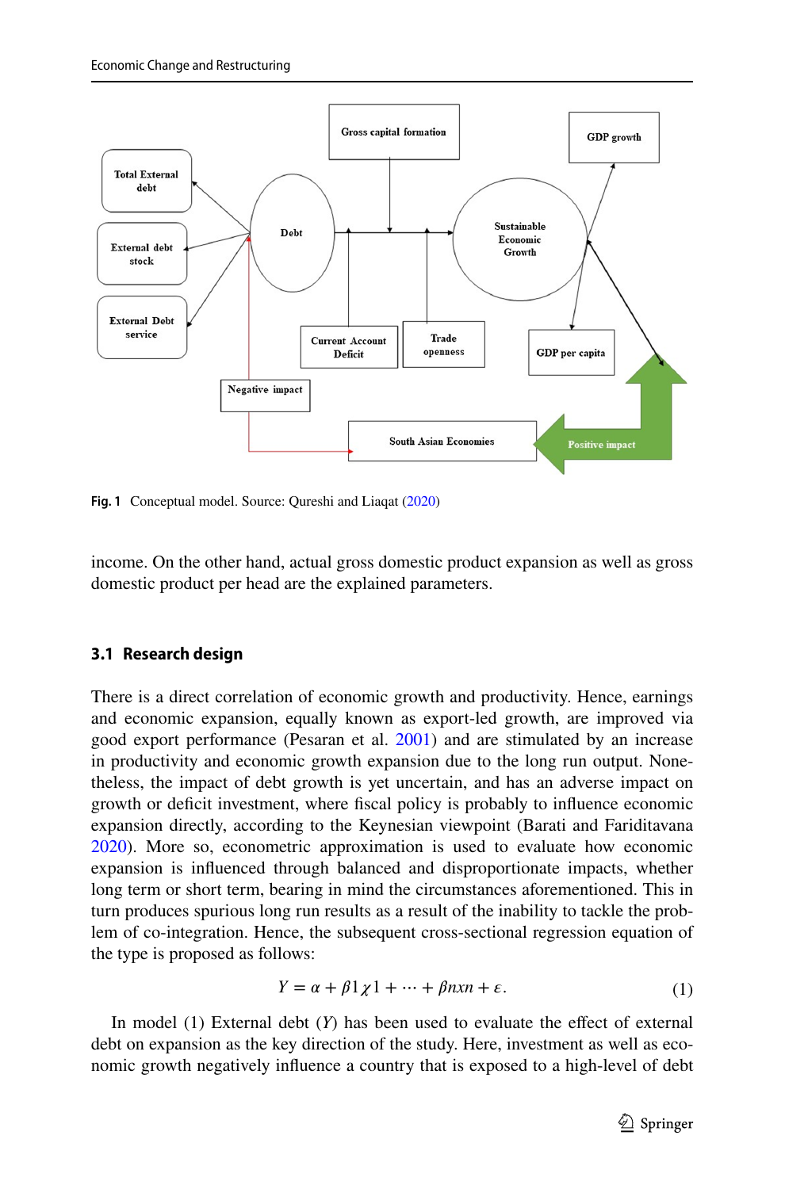Fig. 1 Conceptual model. Source: Qureshi and Liaqat (2020)

income. On the other hand, actual gross domestic product expansion as well as gross domestic product per head are the explained parameters.

### 3.1 Research design

There is a direct correlation of economic growth and productivity. Hence, earnings and economic expansion, equally known as export-led growth, are improved via good export performance (Pesaran et al. 2001) and are stimulated by an increase in productivity and economic growth expansion due to the long run output. Nonetheless, the impact of debt growth is yet uncertain, and has an adverse impact on growth or deficit investment, where fiscal policy is probably to influence economic expansion directly, according to the Keynesian viewpoint (Barati and Fariditavana 2020). More so, econometric approximation is used to evaluate how economic expansion is influenced through balanced and disproportionate impacts, whether long term or short term, bearing in mind the circumstances aforementioned. This in turn produces spurious long run results as a result of the inability to tackle the problem of co-integration. Hence, the subsequent cross-sectional regression equation of the type is proposed as follows:

$$Y = \alpha + \beta 1 \chi 1 + \cdots + \beta nxn + \varepsilon. \tag{1}$$

In model (1) External debt ($Y$) has been used to evaluate the effect of external debt on expansion as the key direction of the study. Here, investment as well as economic growth negatively influence a country that is exposed to a high-level of debt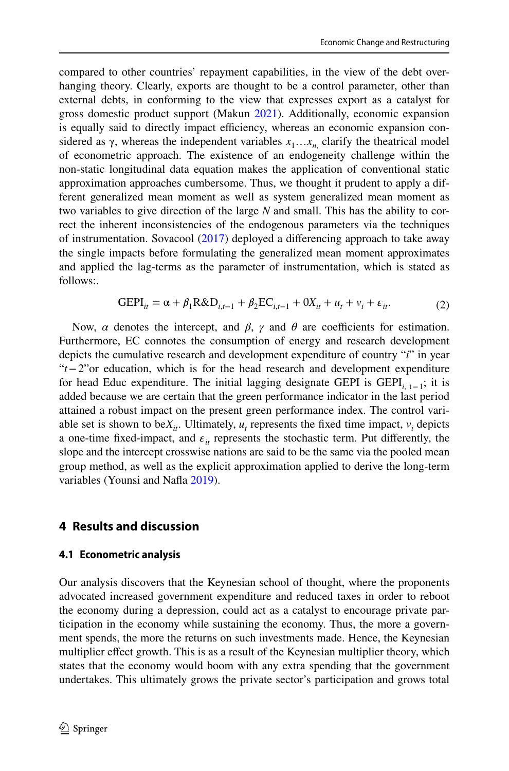compared to other countries' repayment capabilities, in the view of the debt overhanging theory. Clearly, exports are thought to be a control parameter, other than external debts, in conforming to the view that expresses export as a catalyst for gross domestic product support (Makun 2021). Additionally, economic expansion is equally said to directly impact efficiency, whereas an economic expansion considered as γ, whereas the independent variables $x_1 \ldots x_{n,}$ clarify the theatrical model of econometric approach. The existence of an endogeneity challenge within the non-static longitudinal data equation makes the application of conventional static approximation approaches cumbersome. Thus, we thought it prudent to apply a different generalized mean moment as well as system generalized mean moment as two variables to give direction of the large *N* and small. This has the ability to correct the inherent inconsistencies of the endogenous parameters via the techniques of instrumentation. Sovacool (2017) deployed a differencing approach to take away the single impacts before formulating the generalized mean moment approximates and applied the lag-terms as the parameter of instrumentation, which is stated as follows:.

$$\mathrm{GEPI}_{it} = \alpha + \beta_1 \mathrm{R\&D}_{i,t-1} + \beta_2 \mathrm{EC}_{i,t-1} + \theta X_{it} + u_t + v_i + \varepsilon_{it}. \tag{2}$$

Now, $\alpha$ denotes the intercept, and $\beta$, $\gamma$ and $\theta$ are coefficients for estimation. Furthermore, EC connotes the consumption of energy and research development depicts the cumulative research and development expenditure of country "*i*" in year "$t-2$"or education, which is for the head research and development expenditure for head Educ expenditure. The initial lagging designate GEPI is $\mathrm{GEPI}_{i,\,t-1}$; it is added because we are certain that the green performance indicator in the last period attained a robust impact on the present green performance index. The control variable set is shown to be$X_{it}$. Ultimately, $u_t$ represents the fixed time impact, $v_i$ depicts a one-time fixed-impact, and $\varepsilon_{it}$ represents the stochastic term. Put differently, the slope and the intercept crosswise nations are said to be the same via the pooled mean group method, as well as the explicit approximation applied to derive the long-term variables (Younsi and Nafla 2019).

## 4 Results and discussion

### 4.1 Econometric analysis

Our analysis discovers that the Keynesian school of thought, where the proponents advocated increased government expenditure and reduced taxes in order to reboot the economy during a depression, could act as a catalyst to encourage private participation in the economy while sustaining the economy. Thus, the more a government spends, the more the returns on such investments made. Hence, the Keynesian multiplier effect growth. This is as a result of the Keynesian multiplier theory, which states that the economy would boom with any extra spending that the government undertakes. This ultimately grows the private sector's participation and grows total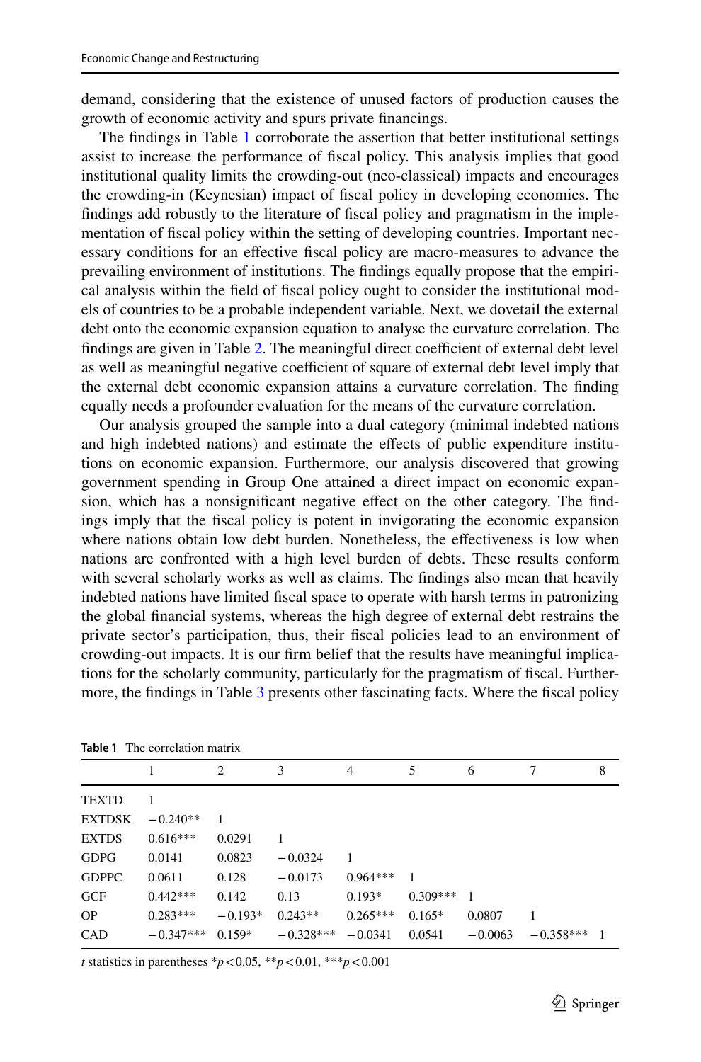demand, considering that the existence of unused factors of production causes the growth of economic activity and spurs private financings.

The findings in Table 1 corroborate the assertion that better institutional settings assist to increase the performance of fiscal policy. This analysis implies that good institutional quality limits the crowding-out (neo-classical) impacts and encourages the crowding-in (Keynesian) impact of fiscal policy in developing economies. The findings add robustly to the literature of fiscal policy and pragmatism in the implementation of fiscal policy within the setting of developing countries. Important necessary conditions for an effective fiscal policy are macro-measures to advance the prevailing environment of institutions. The findings equally propose that the empirical analysis within the field of fiscal policy ought to consider the institutional models of countries to be a probable independent variable. Next, we dovetail the external debt onto the economic expansion equation to analyse the curvature correlation. The findings are given in Table 2. The meaningful direct coefficient of external debt level as well as meaningful negative coefficient of square of external debt level imply that the external debt economic expansion attains a curvature correlation. The finding equally needs a profounder evaluation for the means of the curvature correlation.

Our analysis grouped the sample into a dual category (minimal indebted nations and high indebted nations) and estimate the effects of public expenditure institutions on economic expansion. Furthermore, our analysis discovered that growing government spending in Group One attained a direct impact on economic expansion, which has a nonsignificant negative effect on the other category. The findings imply that the fiscal policy is potent in invigorating the economic expansion where nations obtain low debt burden. Nonetheless, the effectiveness is low when nations are confronted with a high level burden of debts. These results conform with several scholarly works as well as claims. The findings also mean that heavily indebted nations have limited fiscal space to operate with harsh terms in patronizing the global financial systems, whereas the high degree of external debt restrains the private sector's participation, thus, their fiscal policies lead to an environment of crowding-out impacts. It is our firm belief that the results have meaningful implications for the scholarly community, particularly for the pragmatism of fiscal. Furthermore, the findings in Table 3 presents other fascinating facts. Where the fiscal policy

**Table 1** The correlation matrix

| | 1 | 2 | 3 | 4 | 5 | 6 | 7 | 8 |
|---|---|---|---|---|---|---|---|---|
| TEXTD | 1 | | | | | | | |
| EXTDSK | −0.240** | 1 | | | | | | |
| EXTDS | 0.616*** | 0.0291 | 1 | | | | | |
| GDPG | 0.0141 | 0.0823 | −0.0324 | 1 | | | | |
| GDPPC | 0.0611 | 0.128 | −0.0173 | 0.964*** | 1 | | | |
| GCF | 0.442*** | 0.142 | 0.13 | 0.193* | 0.309*** | 1 | | |
| OP | 0.283*** | −0.193* | 0.243** | 0.265*** | 0.165* | 0.0807 | 1 | |
| CAD | −0.347*** | 0.159* | −0.328*** | −0.0341 | 0.0541 | −0.0063 | −0.358*** | 1 |

*t* statistics in parentheses $^{*}p<0.05$, $^{**}p<0.01$, $^{***}p<0.001$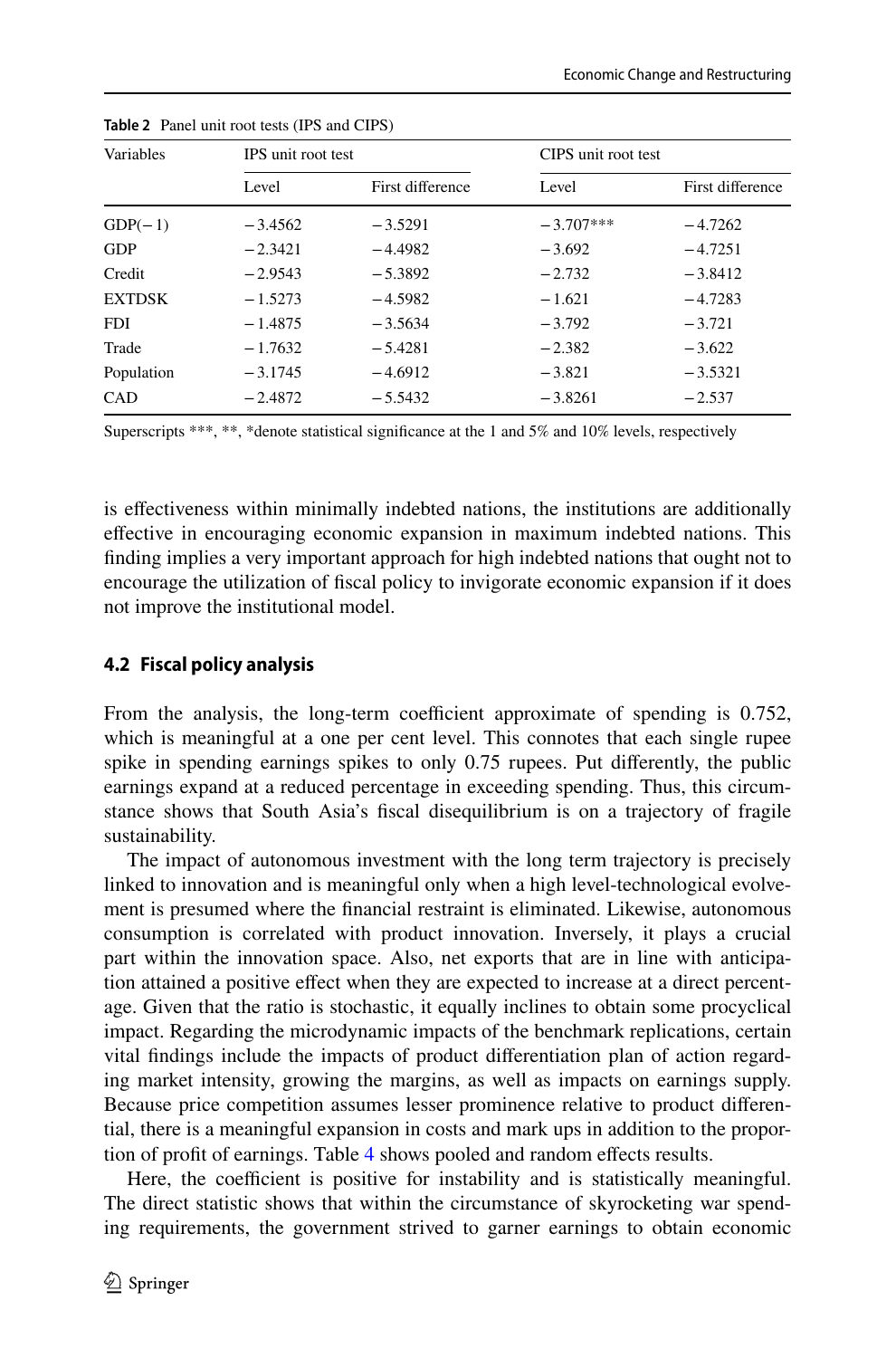**Table 2** Panel unit root tests (IPS and CIPS)

| Variables | IPS unit root test | | CIPS unit root test | |
|---|---|---|---|---|
| | Level | First difference | Level | First difference |
| GDP(− 1) | − 3.4562 | − 3.5291 | − 3.707*** | − 4.7262 |
| GDP | − 2.3421 | − 4.4982 | − 3.692 | − 4.7251 |
| Credit | − 2.9543 | − 5.3892 | − 2.732 | − 3.8412 |
| EXTDSK | − 1.5273 | − 4.5982 | − 1.621 | − 4.7283 |
| FDI | − 1.4875 | − 3.5634 | − 3.792 | − 3.721 |
| Trade | − 1.7632 | − 5.4281 | − 2.382 | − 3.622 |
| Population | − 3.1745 | − 4.6912 | − 3.821 | − 3.5321 |
| CAD | − 2.4872 | − 5.5432 | − 3.8261 | − 2.537 |

Superscripts ***, **, *denote statistical significance at the 1 and 5% and 10% levels, respectively

is effectiveness within minimally indebted nations, the institutions are additionally effective in encouraging economic expansion in maximum indebted nations. This finding implies a very important approach for high indebted nations that ought not to encourage the utilization of fiscal policy to invigorate economic expansion if it does not improve the institutional model.

### 4.2 Fiscal policy analysis

From the analysis, the long-term coefficient approximate of spending is 0.752, which is meaningful at a one per cent level. This connotes that each single rupee spike in spending earnings spikes to only 0.75 rupees. Put differently, the public earnings expand at a reduced percentage in exceeding spending. Thus, this circumstance shows that South Asia's fiscal disequilibrium is on a trajectory of fragile sustainability.

The impact of autonomous investment with the long term trajectory is precisely linked to innovation and is meaningful only when a high level-technological evolvement is presumed where the financial restraint is eliminated. Likewise, autonomous consumption is correlated with product innovation. Inversely, it plays a crucial part within the innovation space. Also, net exports that are in line with anticipation attained a positive effect when they are expected to increase at a direct percentage. Given that the ratio is stochastic, it equally inclines to obtain some procyclical impact. Regarding the microdynamic impacts of the benchmark replications, certain vital findings include the impacts of product differentiation plan of action regarding market intensity, growing the margins, as well as impacts on earnings supply. Because price competition assumes lesser prominence relative to product differential, there is a meaningful expansion in costs and mark ups in addition to the proportion of profit of earnings. Table 4 shows pooled and random effects results.

Here, the coefficient is positive for instability and is statistically meaningful. The direct statistic shows that within the circumstance of skyrocketing war spending requirements, the government strived to garner earnings to obtain economic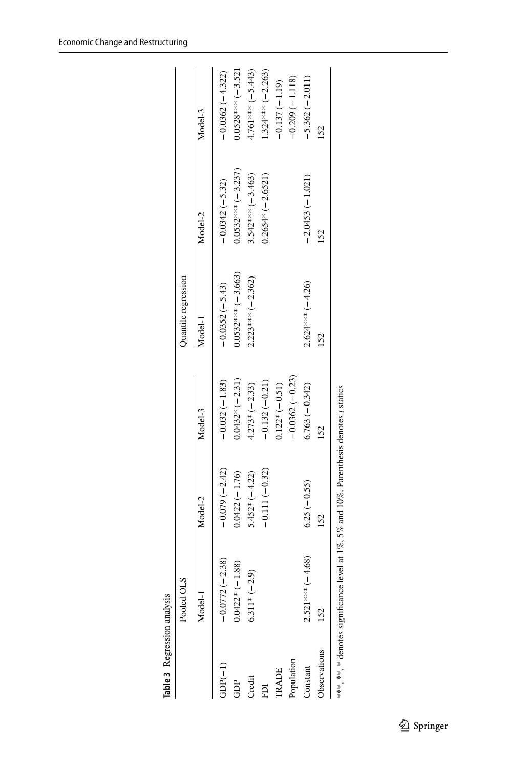**Table 3** Regression analysis

| | Pooled OLS | | | Quantile regression | | |
|---|---|---|---|---|---|---|
| | Model-1 | Model-2 | Model-3 | Model-1 | Model-2 | Model-3 |
| GDP(−1) | −0.0772 (−2.38) | −0.079 (−2.42) | −0.032 (−1.83) | −0.0352 (−5.43) | −0.0342 (−5.32) | −0.0362 (−4.322) |
| GDP | 0.0422* (−1.88) | 0.0422 (−1.76) | 0.0432* (−2.31) | 0.0532*** (−3.663) | 0.0532*** (−3.237) | 0.0528*** (−3.521 |
| Credit | 6.311* (−2.9) | 5.452* (−4.22) | 4.273* (−2.33) | 2.223*** (−2.362) | 3.542*** (−3.463) | 4.761*** (−5.443) |
| FDI | | −0.111 (−0.32) | −0.132 (−0.21) | | 0.2654* (−2.6521) | 1.324*** (−2.263) |
| TRADE | | | 0.122* (−0.51) | | | −0.137 (−1.19) |
| Population | | | −0.0362 (−0.23) | | | −0.209 (−1.118) |
| Constant | 2.521*** (−4.68) | 6.25 (−0.55) | 6.763 (−0.342) | 2.624*** (−4.26) | −2.0453 (−1.021) | −5.362 (−2.011) |
| Observations | 152 | 152 | 152 | 152 | 152 | 152 |

***, **, * denotes significance level at 1%, 5% and 10%. Parenthesis denotes *t* statics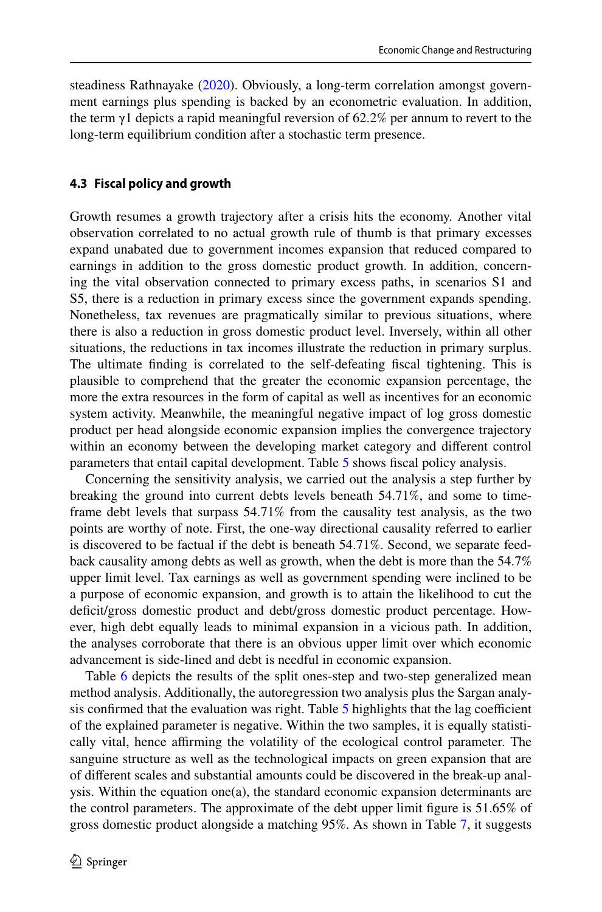steadiness Rathnayake (2020). Obviously, a long-term correlation amongst government earnings plus spending is backed by an econometric evaluation. In addition, the term $\gamma 1$ depicts a rapid meaningful reversion of 62.2% per annum to revert to the long-term equilibrium condition after a stochastic term presence.

### 4.3 Fiscal policy and growth

Growth resumes a growth trajectory after a crisis hits the economy. Another vital observation correlated to no actual growth rule of thumb is that primary excesses expand unabated due to government incomes expansion that reduced compared to earnings in addition to the gross domestic product growth. In addition, concerning the vital observation connected to primary excess paths, in scenarios S1 and S5, there is a reduction in primary excess since the government expands spending. Nonetheless, tax revenues are pragmatically similar to previous situations, where there is also a reduction in gross domestic product level. Inversely, within all other situations, the reductions in tax incomes illustrate the reduction in primary surplus. The ultimate finding is correlated to the self-defeating fiscal tightening. This is plausible to comprehend that the greater the economic expansion percentage, the more the extra resources in the form of capital as well as incentives for an economic system activity. Meanwhile, the meaningful negative impact of log gross domestic product per head alongside economic expansion implies the convergence trajectory within an economy between the developing market category and different control parameters that entail capital development. Table 5 shows fiscal policy analysis.

Concerning the sensitivity analysis, we carried out the analysis a step further by breaking the ground into current debts levels beneath 54.71%, and some to time-frame debt levels that surpass 54.71% from the causality test analysis, as the two points are worthy of note. First, the one-way directional causality referred to earlier is discovered to be factual if the debt is beneath 54.71%. Second, we separate feedback causality among debts as well as growth, when the debt is more than the 54.7% upper limit level. Tax earnings as well as government spending were inclined to be a purpose of economic expansion, and growth is to attain the likelihood to cut the deficit/gross domestic product and debt/gross domestic product percentage. However, high debt equally leads to minimal expansion in a vicious path. In addition, the analyses corroborate that there is an obvious upper limit over which economic advancement is side-lined and debt is needful in economic expansion.

Table 6 depicts the results of the split ones-step and two-step generalized mean method analysis. Additionally, the autoregression two analysis plus the Sargan analysis confirmed that the evaluation was right. Table 5 highlights that the lag coefficient of the explained parameter is negative. Within the two samples, it is equally statistically vital, hence affirming the volatility of the ecological control parameter. The sanguine structure as well as the technological impacts on green expansion that are of different scales and substantial amounts could be discovered in the break-up analysis. Within the equation one(a), the standard economic expansion determinants are the control parameters. The approximate of the debt upper limit figure is 51.65% of gross domestic product alongside a matching 95%. As shown in Table 7, it suggests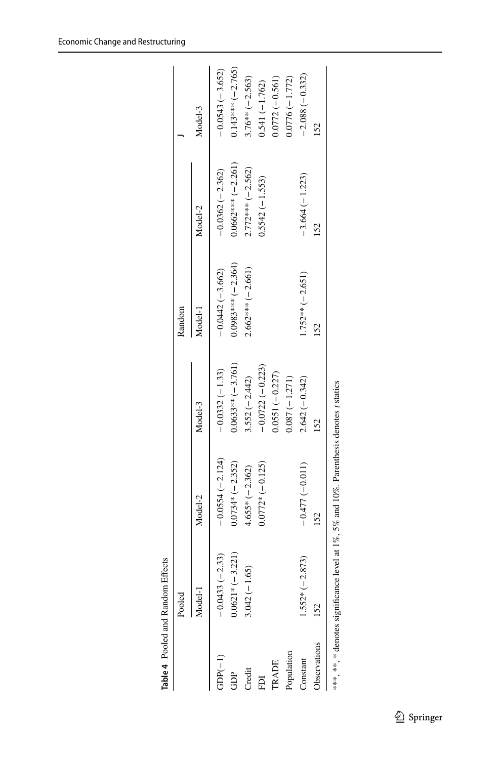**Table 4** Pooled and Random Effects

| | Pooled | | | Random | | |
|---|---|---|---|---|---|---|
| | Model-1 | Model-2 | Model-3 | Model-1 | Model-2 | Model-3 |
| GDP(−1) | −0.0433 (−2.33) | −0.0554 (−2.124) | −0.0332 (−1.33) | −0.0442 (−3.662) | −0.0362 (−2.362) | −0.0543 (−3.652) |
| GDP | 0.0621* (−3.221) | 0.0734* (−2.352) | 0.0633** (−3.761) | 0.0983*** (−2.364) | 0.0662*** (−2.261) | 0.143*** (−2.765) |
| Credit | 3.042 (−1.65) | 4.655* (−2.362) | 3.552 (−2.442) | 2.662*** (−2.661) | 2.772*** (−2.562) | 3.76** (−2.563) |
| FDI | | 0.0772* (−0.125) | −0.0722 (−0.223) | | 0.5542 (−1.553) | 0.541 (−1.762) |
| TRADE | | | 0.0551 (−0.227) | | | 0.0772 (−0.561) |
| Population | | | 0.087 (−1.271) | | | 0.0776 (−1.772) |
| Constant | 1.552* (−2.873) | −0.477 (−0.011) | 2.642 (−0.342) | 1.752** (−2.651) | −3.664 (−1.223) | −2.088 (−0.332) |
| Observations | 152 | 152 | 152 | 152 | 152 | 152 |

***, **, * denotes significance level at 1%, 5% and 10%. Parenthesis denotes *t* statics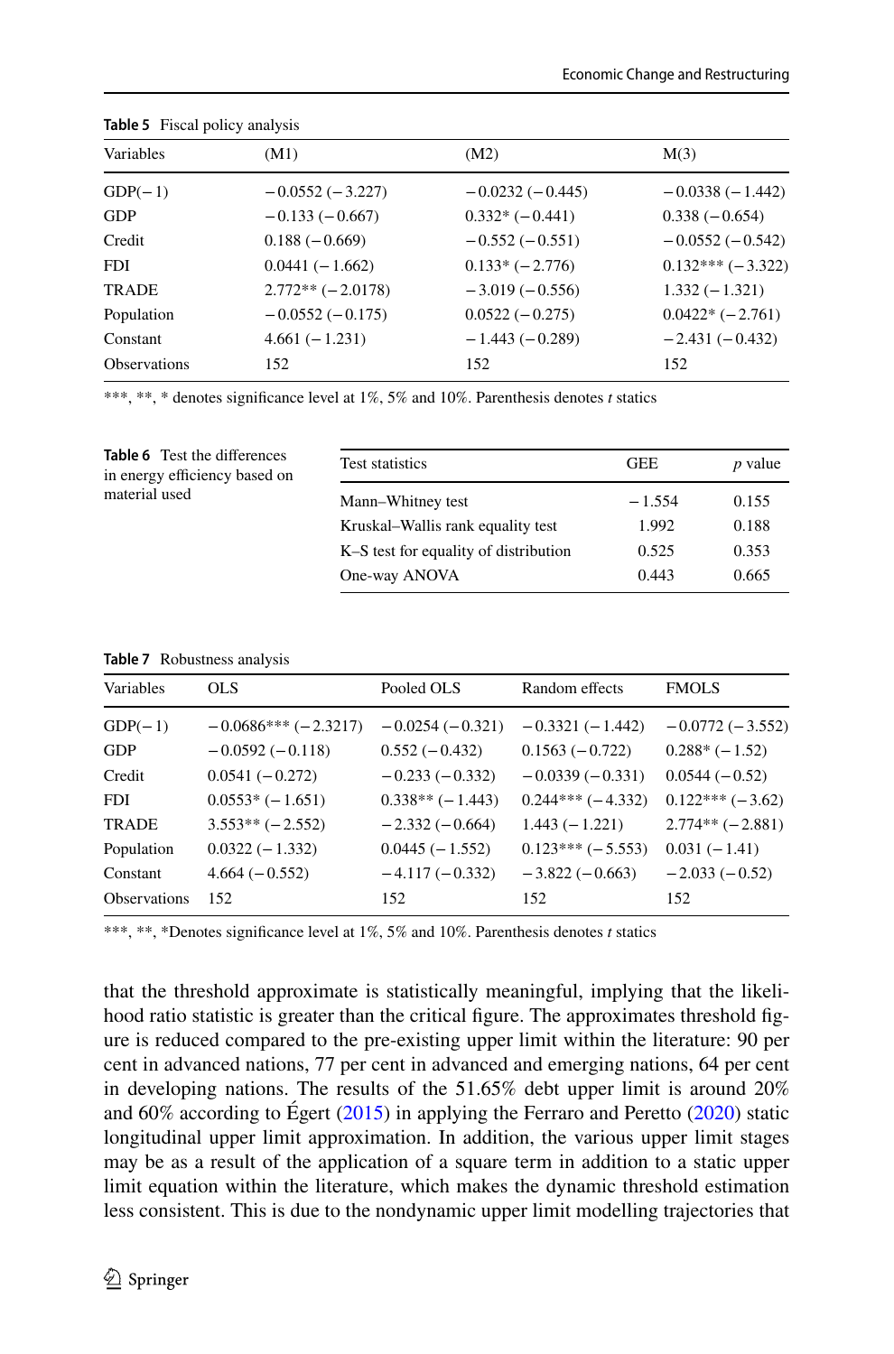**Table 5** Fiscal policy analysis

| Variables | (M1) | (M2) | M(3) |
|---|---|---|---|
| GDP(−1) | −0.0552 (−3.227) | −0.0232 (−0.445) | −0.0338 (−1.442) |
| GDP | −0.133 (−0.667) | 0.332* (−0.441) | 0.338 (−0.654) |
| Credit | 0.188 (−0.669) | −0.552 (−0.551) | −0.0552 (−0.542) |
| FDI | 0.0441 (−1.662) | 0.133* (−2.776) | 0.132*** (−3.322) |
| TRADE | 2.772** (−2.0178) | −3.019 (−0.556) | 1.332 (−1.321) |
| Population | −0.0552 (−0.175) | 0.0522 (−0.275) | 0.0422* (−2.761) |
| Constant | 4.661 (−1.231) | −1.443 (−0.289) | −2.431 (−0.432) |
| Observations | 152 | 152 | 152 |

***, **, * denotes significance level at 1%, 5% and 10%. Parenthesis denotes *t* statics

**Table 6** Test the differences in energy efficiency based on material used

| Test statistics | GEE | *p* value |
|---|---|---|
| Mann–Whitney test | −1.554 | 0.155 |
| Kruskal–Wallis rank equality test | 1.992 | 0.188 |
| K–S test for equality of distribution | 0.525 | 0.353 |
| One-way ANOVA | 0.443 | 0.665 |

**Table 7** Robustness analysis

| Variables | OLS | Pooled OLS | Random effects | FMOLS |
|---|---|---|---|---|
| GDP(−1) | −0.0686*** (−2.3217) | −0.0254 (−0.321) | −0.3321 (−1.442) | −0.0772 (−3.552) |
| GDP | −0.0592 (−0.118) | 0.552 (−0.432) | 0.1563 (−0.722) | 0.288* (−1.52) |
| Credit | 0.0541 (−0.272) | −0.233 (−0.332) | −0.0339 (−0.331) | 0.0544 (−0.52) |
| FDI | 0.0553* (−1.651) | 0.338** (−1.443) | 0.244*** (−4.332) | 0.122*** (−3.62) |
| TRADE | 3.553** (−2.552) | −2.332 (−0.664) | 1.443 (−1.221) | 2.774** (−2.881) |
| Population | 0.0322 (−1.332) | 0.0445 (−1.552) | 0.123*** (−5.553) | 0.031 (−1.41) |
| Constant | 4.664 (−0.552) | −4.117 (−0.332) | −3.822 (−0.663) | −2.033 (−0.52) |
| Observations | 152 | 152 | 152 | 152 |

***, **, *Denotes significance level at 1%, 5% and 10%. Parenthesis denotes *t* statics

that the threshold approximate is statistically meaningful, implying that the likelihood ratio statistic is greater than the critical figure. The approximates threshold figure is reduced compared to the pre-existing upper limit within the literature: 90 per cent in advanced nations, 77 per cent in advanced and emerging nations, 64 per cent in developing nations. The results of the 51.65% debt upper limit is around 20% and 60% according to Égert (2015) in applying the Ferraro and Peretto (2020) static longitudinal upper limit approximation. In addition, the various upper limit stages may be as a result of the application of a square term in addition to a static upper limit equation within the literature, which makes the dynamic threshold estimation less consistent. This is due to the nondynamic upper limit modelling trajectories that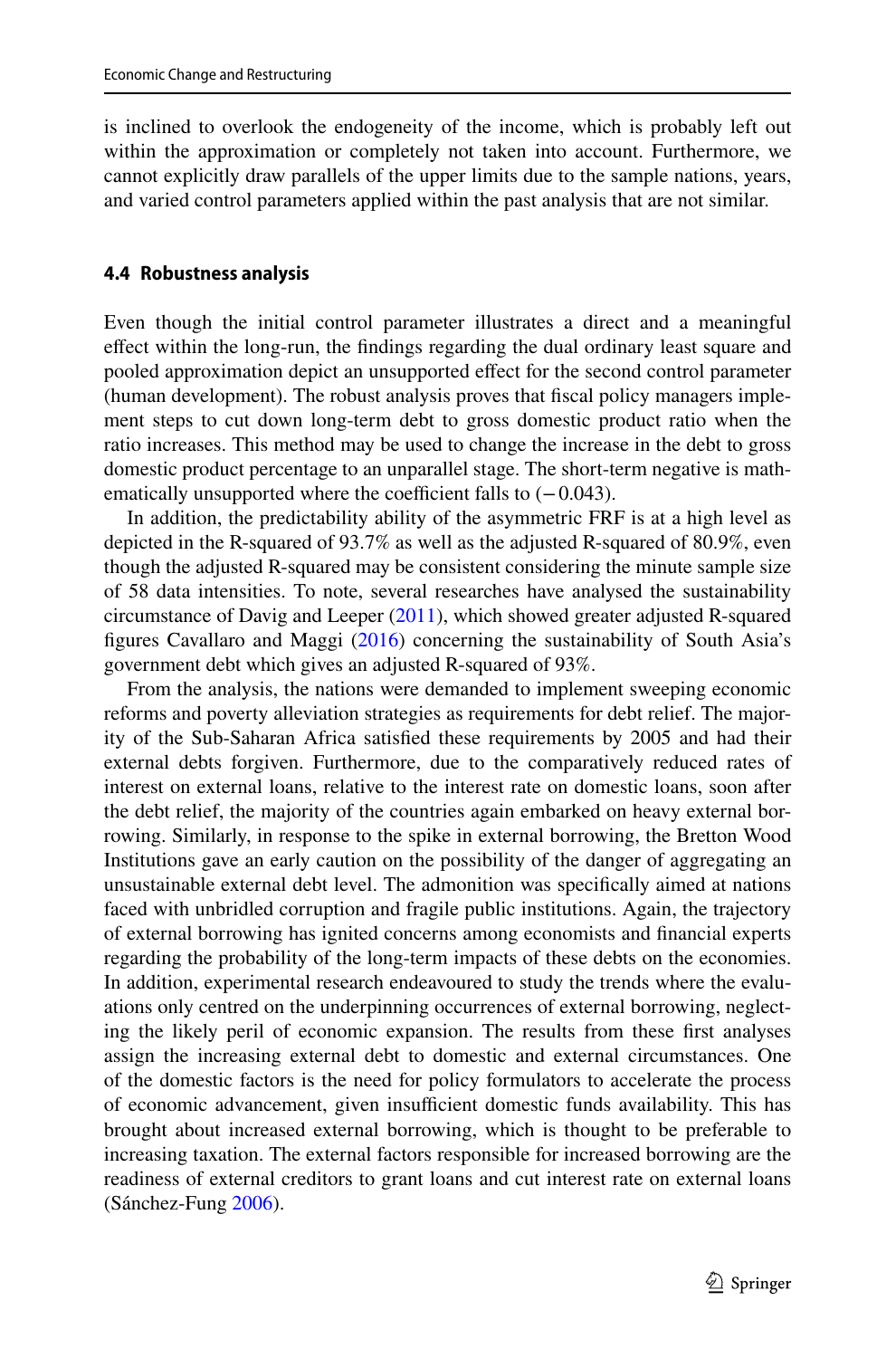is inclined to overlook the endogeneity of the income, which is probably left out within the approximation or completely not taken into account. Furthermore, we cannot explicitly draw parallels of the upper limits due to the sample nations, years, and varied control parameters applied within the past analysis that are not similar.

### 4.4 Robustness analysis

Even though the initial control parameter illustrates a direct and a meaningful effect within the long-run, the findings regarding the dual ordinary least square and pooled approximation depict an unsupported effect for the second control parameter (human development). The robust analysis proves that fiscal policy managers implement steps to cut down long-term debt to gross domestic product ratio when the ratio increases. This method may be used to change the increase in the debt to gross domestic product percentage to an unparallel stage. The short-term negative is mathematically unsupported where the coefficient falls to (−0.043).

In addition, the predictability ability of the asymmetric FRF is at a high level as depicted in the R-squared of 93.7% as well as the adjusted R-squared of 80.9%, even though the adjusted R-squared may be consistent considering the minute sample size of 58 data intensities. To note, several researches have analysed the sustainability circumstance of Davig and Leeper (2011), which showed greater adjusted R-squared figures Cavallaro and Maggi (2016) concerning the sustainability of South Asia's government debt which gives an adjusted R-squared of 93%.

From the analysis, the nations were demanded to implement sweeping economic reforms and poverty alleviation strategies as requirements for debt relief. The majority of the Sub-Saharan Africa satisfied these requirements by 2005 and had their external debts forgiven. Furthermore, due to the comparatively reduced rates of interest on external loans, relative to the interest rate on domestic loans, soon after the debt relief, the majority of the countries again embarked on heavy external borrowing. Similarly, in response to the spike in external borrowing, the Bretton Wood Institutions gave an early caution on the possibility of the danger of aggregating an unsustainable external debt level. The admonition was specifically aimed at nations faced with unbridled corruption and fragile public institutions. Again, the trajectory of external borrowing has ignited concerns among economists and financial experts regarding the probability of the long-term impacts of these debts on the economies. In addition, experimental research endeavoured to study the trends where the evaluations only centred on the underpinning occurrences of external borrowing, neglecting the likely peril of economic expansion. The results from these first analyses assign the increasing external debt to domestic and external circumstances. One of the domestic factors is the need for policy formulators to accelerate the process of economic advancement, given insufficient domestic funds availability. This has brought about increased external borrowing, which is thought to be preferable to increasing taxation. The external factors responsible for increased borrowing are the readiness of external creditors to grant loans and cut interest rate on external loans (Sánchez-Fung 2006).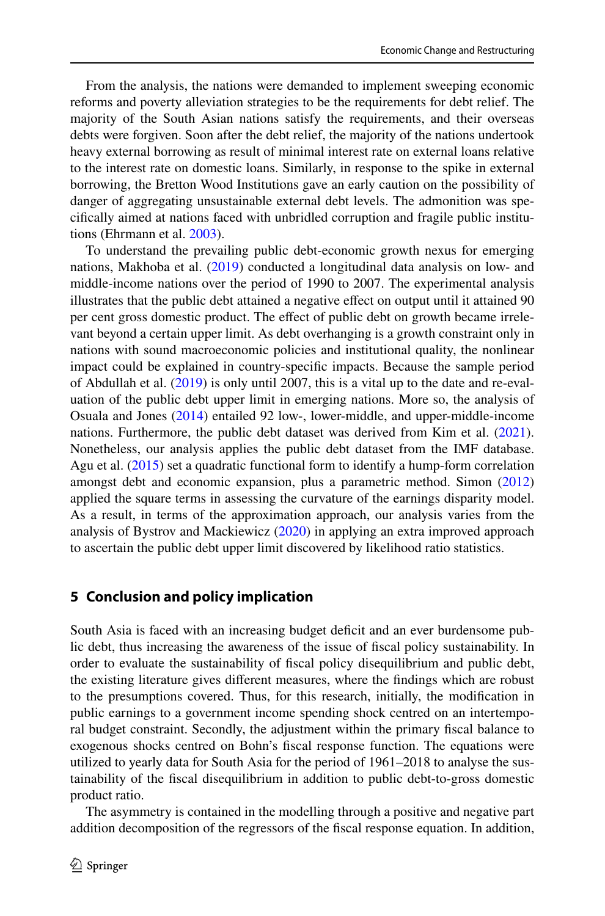From the analysis, the nations were demanded to implement sweeping economic reforms and poverty alleviation strategies to be the requirements for debt relief. The majority of the South Asian nations satisfy the requirements, and their overseas debts were forgiven. Soon after the debt relief, the majority of the nations undertook heavy external borrowing as result of minimal interest rate on external loans relative to the interest rate on domestic loans. Similarly, in response to the spike in external borrowing, the Bretton Wood Institutions gave an early caution on the possibility of danger of aggregating unsustainable external debt levels. The admonition was specifically aimed at nations faced with unbridled corruption and fragile public institutions (Ehrmann et al. 2003).

To understand the prevailing public debt-economic growth nexus for emerging nations, Makhoba et al. (2019) conducted a longitudinal data analysis on low- and middle-income nations over the period of 1990 to 2007. The experimental analysis illustrates that the public debt attained a negative effect on output until it attained 90 per cent gross domestic product. The effect of public debt on growth became irrelevant beyond a certain upper limit. As debt overhanging is a growth constraint only in nations with sound macroeconomic policies and institutional quality, the nonlinear impact could be explained in country-specific impacts. Because the sample period of Abdullah et al. (2019) is only until 2007, this is a vital up to the date and re-evaluation of the public debt upper limit in emerging nations. More so, the analysis of Osuala and Jones (2014) entailed 92 low-, lower-middle, and upper-middle-income nations. Furthermore, the public debt dataset was derived from Kim et al. (2021). Nonetheless, our analysis applies the public debt dataset from the IMF database. Agu et al. (2015) set a quadratic functional form to identify a hump-form correlation amongst debt and economic expansion, plus a parametric method. Simon (2012) applied the square terms in assessing the curvature of the earnings disparity model. As a result, in terms of the approximation approach, our analysis varies from the analysis of Bystrov and Mackiewicz (2020) in applying an extra improved approach to ascertain the public debt upper limit discovered by likelihood ratio statistics.

## 5 Conclusion and policy implication

South Asia is faced with an increasing budget deficit and an ever burdensome public debt, thus increasing the awareness of the issue of fiscal policy sustainability. In order to evaluate the sustainability of fiscal policy disequilibrium and public debt, the existing literature gives different measures, where the findings which are robust to the presumptions covered. Thus, for this research, initially, the modification in public earnings to a government income spending shock centred on an intertemporal budget constraint. Secondly, the adjustment within the primary fiscal balance to exogenous shocks centred on Bohn's fiscal response function. The equations were utilized to yearly data for South Asia for the period of 1961–2018 to analyse the sustainability of the fiscal disequilibrium in addition to public debt-to-gross domestic product ratio.

The asymmetry is contained in the modelling through a positive and negative part addition decomposition of the regressors of the fiscal response equation. In addition,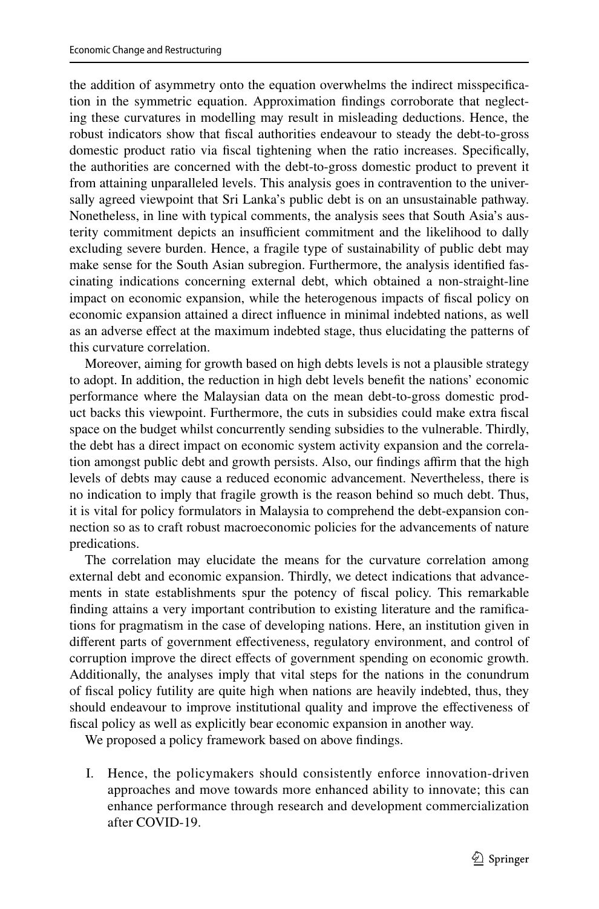the addition of asymmetry onto the equation overwhelms the indirect misspecification in the symmetric equation. Approximation findings corroborate that neglecting these curvatures in modelling may result in misleading deductions. Hence, the robust indicators show that fiscal authorities endeavour to steady the debt-to-gross domestic product ratio via fiscal tightening when the ratio increases. Specifically, the authorities are concerned with the debt-to-gross domestic product to prevent it from attaining unparalleled levels. This analysis goes in contravention to the universally agreed viewpoint that Sri Lanka's public debt is on an unsustainable pathway. Nonetheless, in line with typical comments, the analysis sees that South Asia's austerity commitment depicts an insufficient commitment and the likelihood to dally excluding severe burden. Hence, a fragile type of sustainability of public debt may make sense for the South Asian subregion. Furthermore, the analysis identified fascinating indications concerning external debt, which obtained a non-straight-line impact on economic expansion, while the heterogenous impacts of fiscal policy on economic expansion attained a direct influence in minimal indebted nations, as well as an adverse effect at the maximum indebted stage, thus elucidating the patterns of this curvature correlation.

Moreover, aiming for growth based on high debts levels is not a plausible strategy to adopt. In addition, the reduction in high debt levels benefit the nations' economic performance where the Malaysian data on the mean debt-to-gross domestic product backs this viewpoint. Furthermore, the cuts in subsidies could make extra fiscal space on the budget whilst concurrently sending subsidies to the vulnerable. Thirdly, the debt has a direct impact on economic system activity expansion and the correlation amongst public debt and growth persists. Also, our findings affirm that the high levels of debts may cause a reduced economic advancement. Nevertheless, there is no indication to imply that fragile growth is the reason behind so much debt. Thus, it is vital for policy formulators in Malaysia to comprehend the debt-expansion connection so as to craft robust macroeconomic policies for the advancements of nature predications.

The correlation may elucidate the means for the curvature correlation among external debt and economic expansion. Thirdly, we detect indications that advancements in state establishments spur the potency of fiscal policy. This remarkable finding attains a very important contribution to existing literature and the ramifications for pragmatism in the case of developing nations. Here, an institution given in different parts of government effectiveness, regulatory environment, and control of corruption improve the direct effects of government spending on economic growth. Additionally, the analyses imply that vital steps for the nations in the conundrum of fiscal policy futility are quite high when nations are heavily indebted, thus, they should endeavour to improve institutional quality and improve the effectiveness of fiscal policy as well as explicitly bear economic expansion in another way.

We proposed a policy framework based on above findings.

I. Hence, the policymakers should consistently enforce innovation-driven approaches and move towards more enhanced ability to innovate; this can enhance performance through research and development commercialization after COVID-19.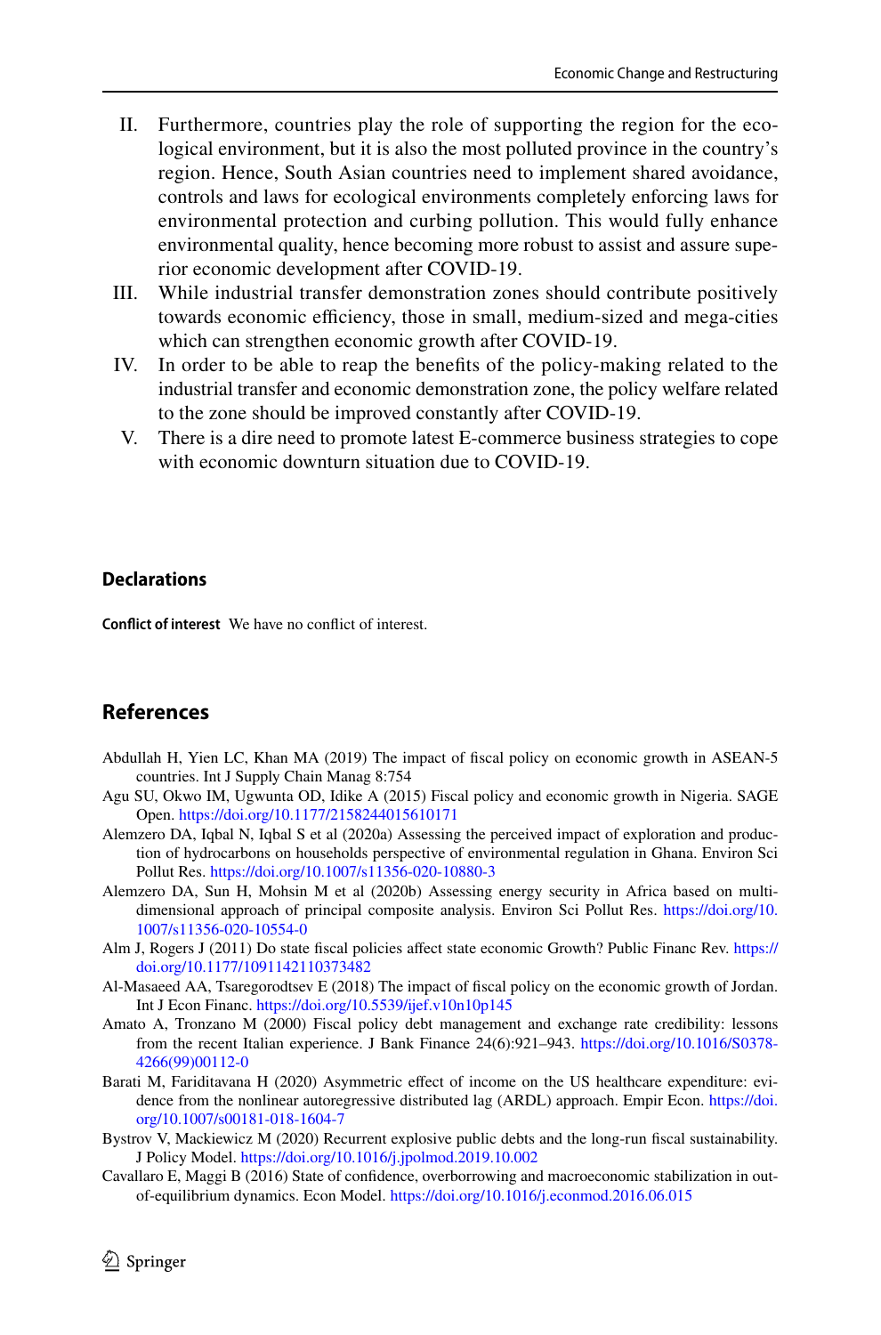II. Furthermore, countries play the role of supporting the region for the ecological environment, but it is also the most polluted province in the country's region. Hence, South Asian countries need to implement shared avoidance, controls and laws for ecological environments completely enforcing laws for environmental protection and curbing pollution. This would fully enhance environmental quality, hence becoming more robust to assist and assure superior economic development after COVID-19.

III. While industrial transfer demonstration zones should contribute positively towards economic efficiency, those in small, medium-sized and mega-cities which can strengthen economic growth after COVID-19.

IV. In order to be able to reap the benefits of the policy-making related to the industrial transfer and economic demonstration zone, the policy welfare related to the zone should be improved constantly after COVID-19.

V. There is a dire need to promote latest E-commerce business strategies to cope with economic downturn situation due to COVID-19.

## Declarations

**Conflict of interest** We have no conflict of interest.

## References

Abdullah H, Yien LC, Khan MA (2019) The impact of fiscal policy on economic growth in ASEAN-5 countries. Int J Supply Chain Manag 8:754

Agu SU, Okwo IM, Ugwunta OD, Idike A (2015) Fiscal policy and economic growth in Nigeria. SAGE Open. https://doi.org/10.1177/2158244015610171

Alemzero DA, Iqbal N, Iqbal S et al (2020a) Assessing the perceived impact of exploration and production of hydrocarbons on households perspective of environmental regulation in Ghana. Environ Sci Pollut Res. https://doi.org/10.1007/s11356-020-10880-3

Alemzero DA, Sun H, Mohsin M et al (2020b) Assessing energy security in Africa based on multidimensional approach of principal composite analysis. Environ Sci Pollut Res. https://doi.org/10.1007/s11356-020-10554-0

Alm J, Rogers J (2011) Do state fiscal policies affect state economic Growth? Public Financ Rev. https://doi.org/10.1177/1091142110373482

Al-Masaeed AA, Tsaregorodtsev E (2018) The impact of fiscal policy on the economic growth of Jordan. Int J Econ Financ. https://doi.org/10.5539/ijef.v10n10p145

Amato A, Tronzano M (2000) Fiscal policy debt management and exchange rate credibility: lessons from the recent Italian experience. J Bank Finance 24(6):921–943. https://doi.org/10.1016/S0378-4266(99)00112-0

Barati M, Fariditavana H (2020) Asymmetric effect of income on the US healthcare expenditure: evidence from the nonlinear autoregressive distributed lag (ARDL) approach. Empir Econ. https://doi.org/10.1007/s00181-018-1604-7

Bystrov V, Mackiewicz M (2020) Recurrent explosive public debts and the long-run fiscal sustainability. J Policy Model. https://doi.org/10.1016/j.jpolmod.2019.10.002

Cavallaro E, Maggi B (2016) State of confidence, overborrowing and macroeconomic stabilization in out-of-equilibrium dynamics. Econ Model. https://doi.org/10.1016/j.econmod.2016.06.015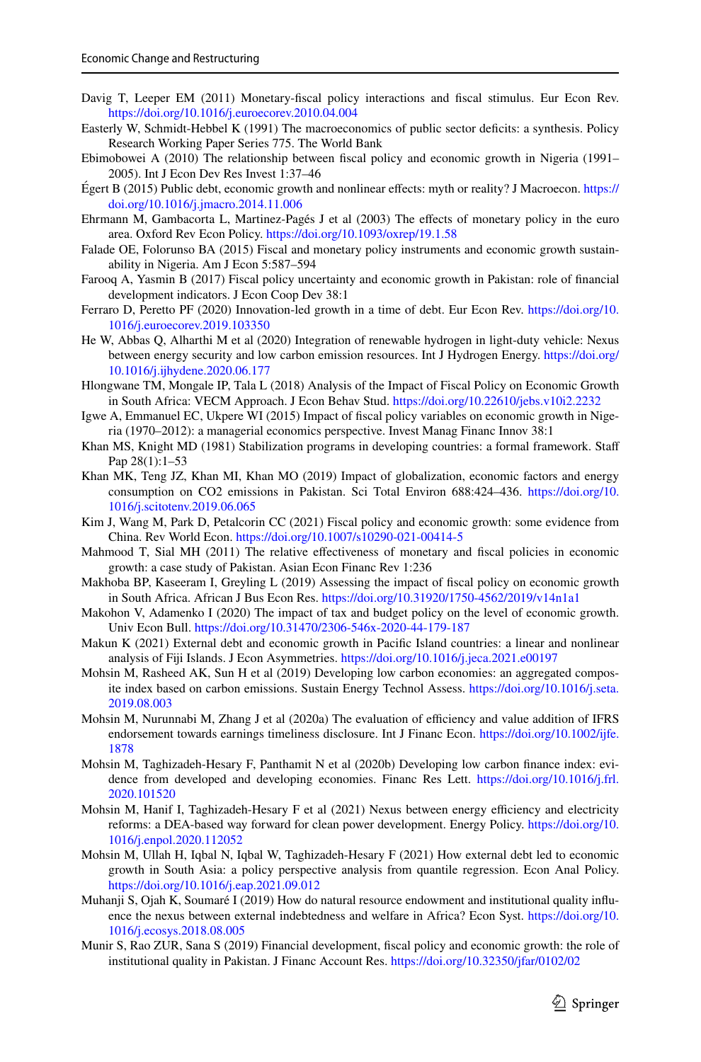Davig T, Leeper EM (2011) Monetary-fiscal policy interactions and fiscal stimulus. Eur Econ Rev. https://doi.org/10.1016/j.euroecorev.2010.04.004

Easterly W, Schmidt-Hebbel K (1991) The macroeconomics of public sector deficits: a synthesis. Policy Research Working Paper Series 775. The World Bank

Ebimobowei A (2010) The relationship between fiscal policy and economic growth in Nigeria (1991–2005). Int J Econ Dev Res Invest 1:37–46

Égert B (2015) Public debt, economic growth and nonlinear effects: myth or reality? J Macroecon. https://doi.org/10.1016/j.jmacro.2014.11.006

Ehrmann M, Gambacorta L, Martinez-Pagés J et al (2003) The effects of monetary policy in the euro area. Oxford Rev Econ Policy. https://doi.org/10.1093/oxrep/19.1.58

Falade OE, Folorunso BA (2015) Fiscal and monetary policy instruments and economic growth sustainability in Nigeria. Am J Econ 5:587–594

Farooq A, Yasmin B (2017) Fiscal policy uncertainty and economic growth in Pakistan: role of financial development indicators. J Econ Coop Dev 38:1

Ferraro D, Peretto PF (2020) Innovation-led growth in a time of debt. Eur Econ Rev. https://doi.org/10.1016/j.euroecorev.2019.103350

He W, Abbas Q, Alharthi M et al (2020) Integration of renewable hydrogen in light-duty vehicle: Nexus between energy security and low carbon emission resources. Int J Hydrogen Energy. https://doi.org/10.1016/j.ijhydene.2020.06.177

Hlongwane TM, Mongale IP, Tala L (2018) Analysis of the Impact of Fiscal Policy on Economic Growth in South Africa: VECM Approach. J Econ Behav Stud. https://doi.org/10.22610/jebs.v10i2.2232

Igwe A, Emmanuel EC, Ukpere WI (2015) Impact of fiscal policy variables on economic growth in Nigeria (1970–2012): a managerial economics perspective. Invest Manag Financ Innov 38:1

Khan MS, Knight MD (1981) Stabilization programs in developing countries: a formal framework. Staff Pap 28(1):1–53

Khan MK, Teng JZ, Khan MI, Khan MO (2019) Impact of globalization, economic factors and energy consumption on CO2 emissions in Pakistan. Sci Total Environ 688:424–436. https://doi.org/10.1016/j.scitotenv.2019.06.065

Kim J, Wang M, Park D, Petalcorin CC (2021) Fiscal policy and economic growth: some evidence from China. Rev World Econ. https://doi.org/10.1007/s10290-021-00414-5

Mahmood T, Sial MH (2011) The relative effectiveness of monetary and fiscal policies in economic growth: a case study of Pakistan. Asian Econ Financ Rev 1:236

Makhoba BP, Kaseeram I, Greyling L (2019) Assessing the impact of fiscal policy on economic growth in South Africa. African J Bus Econ Res. https://doi.org/10.31920/1750-4562/2019/v14n1a1

Makohon V, Adamenko I (2020) The impact of tax and budget policy on the level of economic growth. Univ Econ Bull. https://doi.org/10.31470/2306-546x-2020-44-179-187

Makun K (2021) External debt and economic growth in Pacific Island countries: a linear and nonlinear analysis of Fiji Islands. J Econ Asymmetries. https://doi.org/10.1016/j.jeca.2021.e00197

Mohsin M, Rasheed AK, Sun H et al (2019) Developing low carbon economies: an aggregated composite index based on carbon emissions. Sustain Energy Technol Assess. https://doi.org/10.1016/j.seta.2019.08.003

Mohsin M, Nurunnabi M, Zhang J et al (2020a) The evaluation of efficiency and value addition of IFRS endorsement towards earnings timeliness disclosure. Int J Financ Econ. https://doi.org/10.1002/ijfe.1878

Mohsin M, Taghizadeh-Hesary F, Panthamit N et al (2020b) Developing low carbon finance index: evidence from developed and developing economies. Financ Res Lett. https://doi.org/10.1016/j.frl.2020.101520

Mohsin M, Hanif I, Taghizadeh-Hesary F et al (2021) Nexus between energy efficiency and electricity reforms: a DEA-based way forward for clean power development. Energy Policy. https://doi.org/10.1016/j.enpol.2020.112052

Mohsin M, Ullah H, Iqbal N, Iqbal W, Taghizadeh-Hesary F (2021) How external debt led to economic growth in South Asia: a policy perspective analysis from quantile regression. Econ Anal Policy. https://doi.org/10.1016/j.eap.2021.09.012

Muhanji S, Ojah K, Soumaré I (2019) How do natural resource endowment and institutional quality influence the nexus between external indebtedness and welfare in Africa? Econ Syst. https://doi.org/10.1016/j.ecosys.2018.08.005

Munir S, Rao ZUR, Sana S (2019) Financial development, fiscal policy and economic growth: the role of institutional quality in Pakistan. J Financ Account Res. https://doi.org/10.32350/jfar/0102/02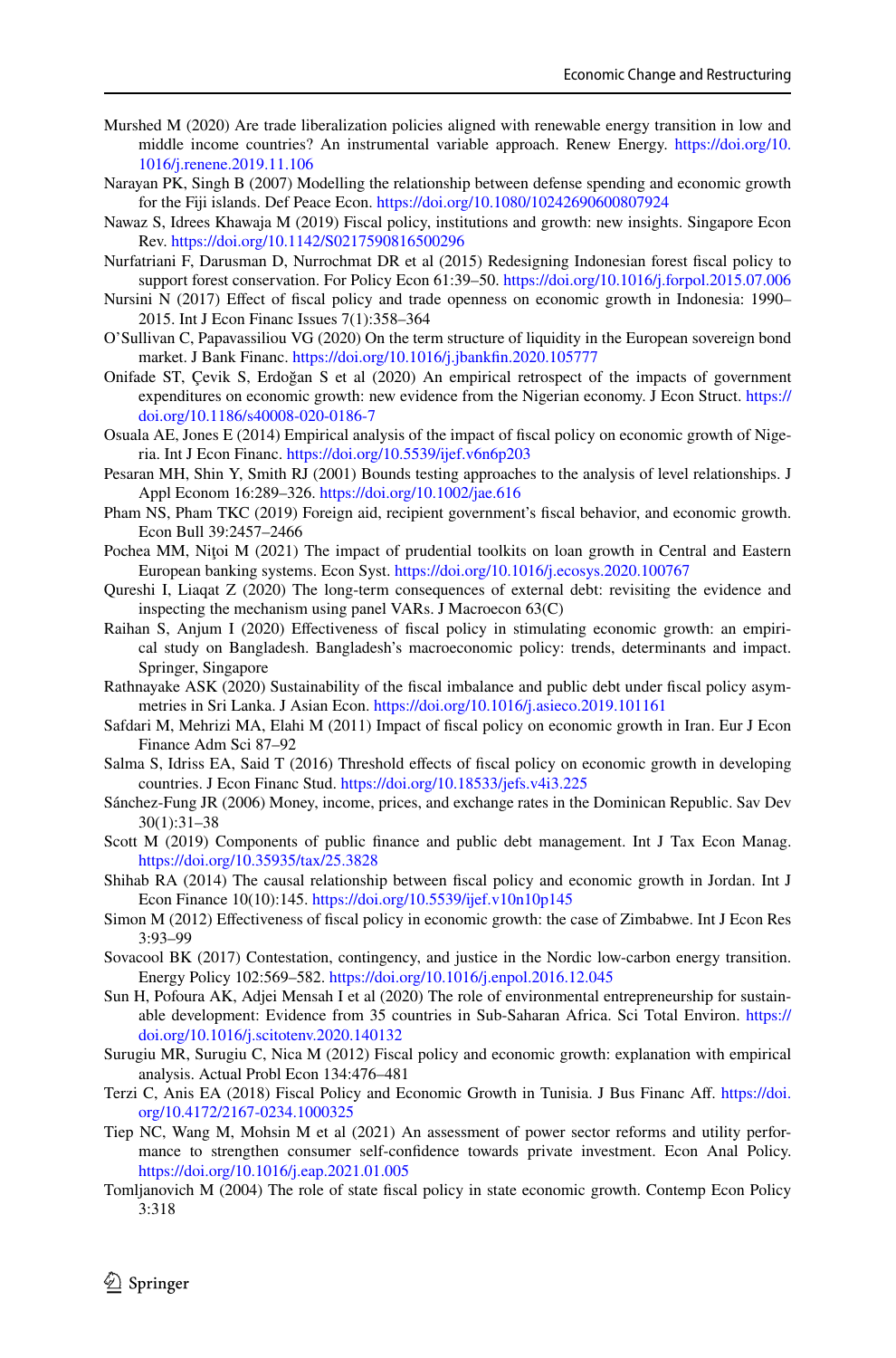Murshed M (2020) Are trade liberalization policies aligned with renewable energy transition in low and middle income countries? An instrumental variable approach. Renew Energy. https://doi.org/10.1016/j.renene.2019.11.106

Narayan PK, Singh B (2007) Modelling the relationship between defense spending and economic growth for the Fiji islands. Def Peace Econ. https://doi.org/10.1080/10242690600807924

Nawaz S, Idrees Khawaja M (2019) Fiscal policy, institutions and growth: new insights. Singapore Econ Rev. https://doi.org/10.1142/S0217590816500296

Nurfatriani F, Darusman D, Nurrochmat DR et al (2015) Redesigning Indonesian forest fiscal policy to support forest conservation. For Policy Econ 61:39–50. https://doi.org/10.1016/j.forpol.2015.07.006

Nursini N (2017) Effect of fiscal policy and trade openness on economic growth in Indonesia: 1990–2015. Int J Econ Financ Issues 7(1):358–364

O'Sullivan C, Papavassiliou VG (2020) On the term structure of liquidity in the European sovereign bond market. J Bank Financ. https://doi.org/10.1016/j.jbankfin.2020.105777

Onifade ST, Çevik S, Erdoğan S et al (2020) An empirical retrospect of the impacts of government expenditures on economic growth: new evidence from the Nigerian economy. J Econ Struct. https://doi.org/10.1186/s40008-020-0186-7

Osuala AE, Jones E (2014) Empirical analysis of the impact of fiscal policy on economic growth of Nigeria. Int J Econ Financ. https://doi.org/10.5539/ijef.v6n6p203

Pesaran MH, Shin Y, Smith RJ (2001) Bounds testing approaches to the analysis of level relationships. J Appl Econom 16:289–326. https://doi.org/10.1002/jae.616

Pham NS, Pham TKC (2019) Foreign aid, recipient government's fiscal behavior, and economic growth. Econ Bull 39:2457–2466

Pochea MM, Niţoi M (2021) The impact of prudential toolkits on loan growth in Central and Eastern European banking systems. Econ Syst. https://doi.org/10.1016/j.ecosys.2020.100767

Qureshi I, Liaqat Z (2020) The long-term consequences of external debt: revisiting the evidence and inspecting the mechanism using panel VARs. J Macroecon 63(C)

Raihan S, Anjum I (2020) Effectiveness of fiscal policy in stimulating economic growth: an empirical study on Bangladesh. Bangladesh's macroeconomic policy: trends, determinants and impact. Springer, Singapore

Rathnayake ASK (2020) Sustainability of the fiscal imbalance and public debt under fiscal policy asymmetries in Sri Lanka. J Asian Econ. https://doi.org/10.1016/j.asieco.2019.101161

Safdari M, Mehrizi MA, Elahi M (2011) Impact of fiscal policy on economic growth in Iran. Eur J Econ Finance Adm Sci 87–92

Salma S, Idriss EA, Said T (2016) Threshold effects of fiscal policy on economic growth in developing countries. J Econ Financ Stud. https://doi.org/10.18533/jefs.v4i3.225

Sánchez-Fung JR (2006) Money, income, prices, and exchange rates in the Dominican Republic. Sav Dev 30(1):31–38

Scott M (2019) Components of public finance and public debt management. Int J Tax Econ Manag. https://doi.org/10.35935/tax/25.3828

Shihab RA (2014) The causal relationship between fiscal policy and economic growth in Jordan. Int J Econ Finance 10(10):145. https://doi.org/10.5539/ijef.v10n10p145

Simon M (2012) Effectiveness of fiscal policy in economic growth: the case of Zimbabwe. Int J Econ Res 3:93–99

Sovacool BK (2017) Contestation, contingency, and justice in the Nordic low-carbon energy transition. Energy Policy 102:569–582. https://doi.org/10.1016/j.enpol.2016.12.045

Sun H, Pofoura AK, Adjei Mensah I et al (2020) The role of environmental entrepreneurship for sustainable development: Evidence from 35 countries in Sub-Saharan Africa. Sci Total Environ. https://doi.org/10.1016/j.scitotenv.2020.140132

Surugiu MR, Surugiu C, Nica M (2012) Fiscal policy and economic growth: explanation with empirical analysis. Actual Probl Econ 134:476–481

Terzi C, Anis EA (2018) Fiscal Policy and Economic Growth in Tunisia. J Bus Financ Aff. https://doi.org/10.4172/2167-0234.1000325

Tiep NC, Wang M, Mohsin M et al (2021) An assessment of power sector reforms and utility performance to strengthen consumer self-confidence towards private investment. Econ Anal Policy. https://doi.org/10.1016/j.eap.2021.01.005

Tomljanovich M (2004) The role of state fiscal policy in state economic growth. Contemp Econ Policy 3:318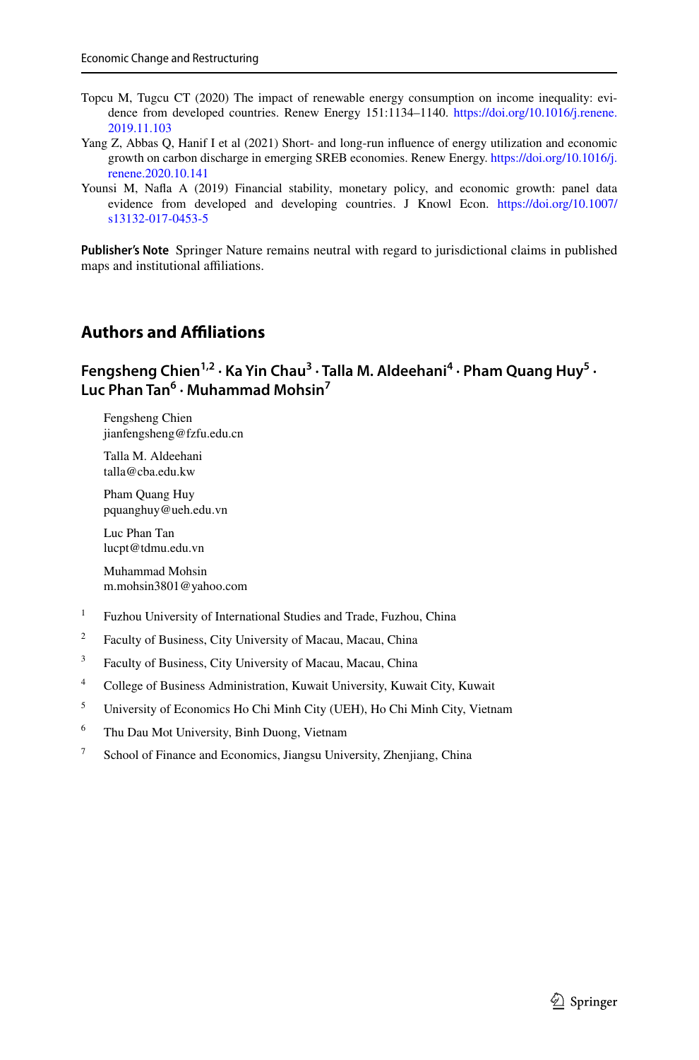Topcu M, Tugcu CT (2020) The impact of renewable energy consumption on income inequality: evidence from developed countries. Renew Energy 151:1134–1140. https://doi.org/10.1016/j.renene.2019.11.103

Yang Z, Abbas Q, Hanif I et al (2021) Short- and long-run influence of energy utilization and economic growth on carbon discharge in emerging SREB economies. Renew Energy. https://doi.org/10.1016/j.renene.2020.10.141

Younsi M, Nafla A (2019) Financial stability, monetary policy, and economic growth: panel data evidence from developed and developing countries. J Knowl Econ. https://doi.org/10.1007/s13132-017-0453-5

**Publisher's Note** Springer Nature remains neutral with regard to jurisdictional claims in published maps and institutional affiliations.

## Authors and Affiliations

### Fengsheng Chien[1,2] · Ka Yin Chau[3] · Talla M. Aldeehani[4] · Pham Quang Huy[5] · Luc Phan Tan[6] · Muhammad Mohsin[7]

Fengsheng Chien
jianfengsheng@fzfu.edu.cn

Talla M. Aldeehani
talla@cba.edu.kw

Pham Quang Huy
pquanghuy@ueh.edu.vn

Luc Phan Tan
lucpt@tdmu.edu.vn

Muhammad Mohsin
m.mohsin3801@yahoo.com

1. Fuzhou University of International Studies and Trade, Fuzhou, China
2. Faculty of Business, City University of Macau, Macau, China
3. Faculty of Business, City University of Macau, Macau, China
4. College of Business Administration, Kuwait University, Kuwait City, Kuwait
5. University of Economics Ho Chi Minh City (UEH), Ho Chi Minh City, Vietnam
6. Thu Dau Mot University, Binh Duong, Vietnam
7. School of Finance and Economics, Jiangsu University, Zhenjiang, China